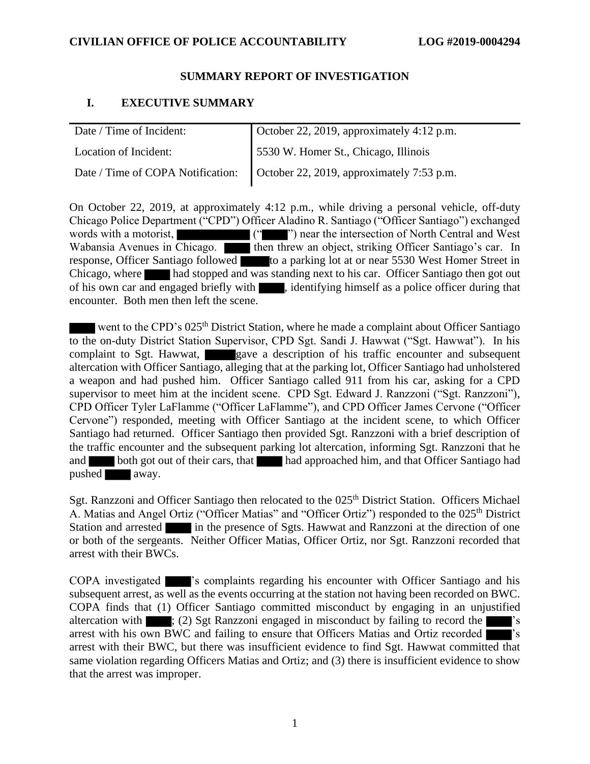**CIVILIAN OFFICE OF POLICE ACCOUNTABILITY** **LOG #2019-0004294**

## SUMMARY REPORT OF INVESTIGATION

## I. EXECUTIVE SUMMARY

| | |
|---|---|
| Date / Time of Incident: | October 22, 2019, approximately 4:12 p.m. |
| Location of Incident: | 5530 W. Homer St., Chicago, Illinois |
| Date / Time of COPA Notification: | October 22, 2019, approximately 7:53 p.m. |

On October 22, 2019, at approximately 4:12 p.m., while driving a personal vehicle, off-duty Chicago Police Department ("CPD") Officer Aladino R. Santiago ("Officer Santiago") exchanged words with a motorist, ██████ ("████") near the intersection of North Central and West Wabansia Avenues in Chicago. ████ then threw an object, striking Officer Santiago's car. In response, Officer Santiago followed ████ to a parking lot at or near 5530 West Homer Street in Chicago, where ████ had stopped and was standing next to his car. Officer Santiago then got out of his own car and engaged briefly with ████, identifying himself as a police officer during that encounter. Both men then left the scene.

████ went to the CPD's 025th District Station, where he made a complaint about Officer Santiago to the on-duty District Station Supervisor, CPD Sgt. Sandi J. Hawwat ("Sgt. Hawwat"). In his complaint to Sgt. Hawwat, ████ gave a description of his traffic encounter and subsequent altercation with Officer Santiago, alleging that at the parking lot, Officer Santiago had unholstered a weapon and had pushed him. Officer Santiago called 911 from his car, asking for a CPD supervisor to meet him at the incident scene. CPD Sgt. Edward J. Ranzzoni ("Sgt. Ranzzoni"), CPD Officer Tyler LaFlamme ("Officer LaFlamme"), and CPD Officer James Cervone ("Officer Cervone") responded, meeting with Officer Santiago at the incident scene, to which Officer Santiago had returned. Officer Santiago then provided Sgt. Ranzzoni with a brief description of the traffic encounter and the subsequent parking lot altercation, informing Sgt. Ranzzoni that he and ████ both got out of their cars, that ████ had approached him, and that Officer Santiago had pushed ████ away.

Sgt. Ranzzoni and Officer Santiago then relocated to the 025th District Station. Officers Michael A. Matias and Angel Ortiz ("Officer Matias" and "Officer Ortiz") responded to the 025th District Station and arrested ████ in the presence of Sgts. Hawwat and Ranzzoni at the direction of one or both of the sergeants. Neither Officer Matias, Officer Ortiz, nor Sgt. Ranzzoni recorded that arrest with their BWCs.

COPA investigated ████'s complaints regarding his encounter with Officer Santiago and his subsequent arrest, as well as the events occurring at the station not having been recorded on BWC. COPA finds that (1) Officer Santiago committed misconduct by engaging in an unjustified altercation with ████; (2) Sgt Ranzzoni engaged in misconduct by failing to record the ████'s arrest with his own BWC and failing to ensure that Officers Matias and Ortiz recorded ████'s arrest with their BWC, but there was insufficient evidence to find Sgt. Hawwat committed that same violation regarding Officers Matias and Ortiz; and (3) there is insufficient evidence to show that the arrest was improper.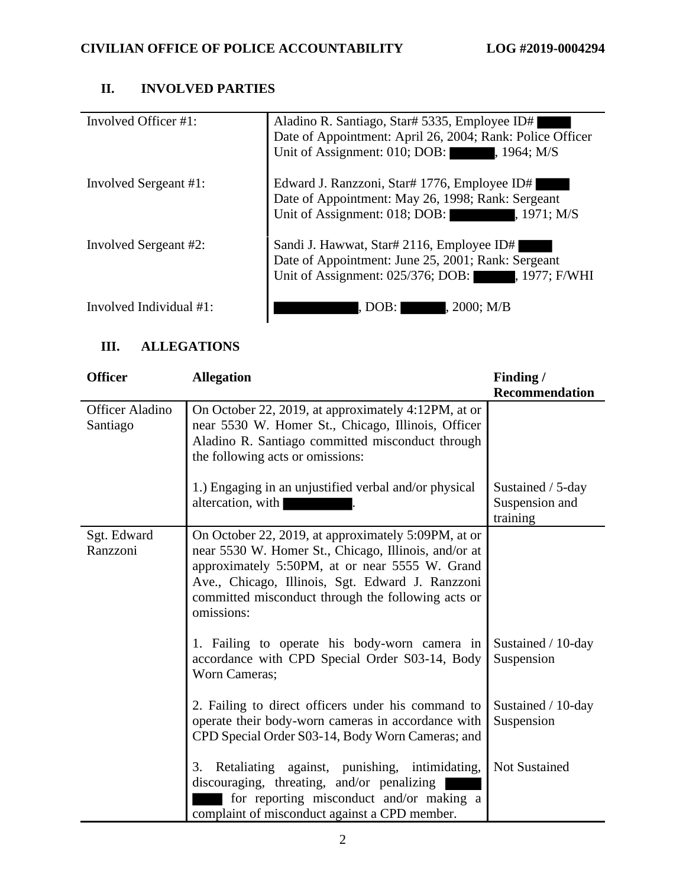## II. INVOLVED PARTIES

| | |
|---|---|
| Involved Officer #1: | Aladino R. Santiago, Star# 5335, Employee ID# ████<br>Date of Appointment: April 26, 2004; Rank: Police Officer<br>Unit of Assignment: 010; DOB: ████, 1964; M/S |
| Involved Sergeant #1: | Edward J. Ranzzoni, Star# 1776, Employee ID# ████<br>Date of Appointment: May 26, 1998; Rank: Sergeant<br>Unit of Assignment: 018; DOB: ████, 1971; M/S |
| Involved Sergeant #2: | Sandi J. Hawwat, Star# 2116, Employee ID# ████<br>Date of Appointment: June 25, 2001; Rank: Sergeant<br>Unit of Assignment: 025/376; DOB: ████, 1977; F/WHI |
| Involved Individual #1: | ████, DOB: ████, 2000; M/B |

## III. ALLEGATIONS

| Officer | Allegation | Finding / Recommendation |
|---|---|---|
| Officer Aladino Santiago | On October 22, 2019, at approximately 4:12PM, at or near 5530 W. Homer St., Chicago, Illinois, Officer Aladino R. Santiago committed misconduct through the following acts or omissions: | |
| | 1.) Engaging in an unjustified verbal and/or physical altercation, with ████. | Sustained / 5-day Suspension and training |
| Sgt. Edward Ranzzoni | On October 22, 2019, at approximately 5:09PM, at or near 5530 W. Homer St., Chicago, Illinois, and/or at approximately 5:50PM, at or near 5555 W. Grand Ave., Chicago, Illinois, Sgt. Edward J. Ranzzoni committed misconduct through the following acts or omissions: | |
| | 1. Failing to operate his body-worn camera in accordance with CPD Special Order S03-14, Body Worn Cameras; | Sustained / 10-day Suspension |
| | 2. Failing to direct officers under his command to operate their body-worn cameras in accordance with CPD Special Order S03-14, Body Worn Cameras; and | Sustained / 10-day Suspension |
| | 3. Retaliating against, punishing, intimidating, discouraging, threatening, and/or penalizing ████ for reporting misconduct and/or making a complaint of misconduct against a CPD member. | Not Sustained |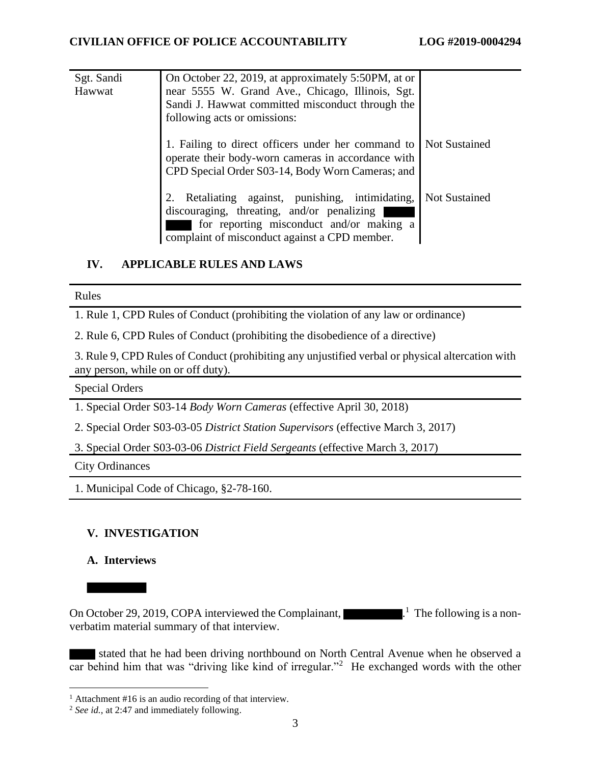| | | |
|---|---|---|
| Sgt. Sandi Hawwat | On October 22, 2019, at approximately 5:50PM, at or near 5555 W. Grand Ave., Chicago, Illinois, Sgt. Sandi J. Hawwat committed misconduct through the following acts or omissions: | |
| | 1. Failing to direct officers under her command to operate their body-worn cameras in accordance with CPD Special Order S03-14, Body Worn Cameras; and | Not Sustained |
| | 2. Retaliating against, punishing, intimidating, discouraging, threating, and/or penalizing ████ ████ for reporting misconduct and/or making a complaint of misconduct against a CPD member. | Not Sustained |

## IV. APPLICABLE RULES AND LAWS

| Rules |
|---|
| 1. Rule 1, CPD Rules of Conduct (prohibiting the violation of any law or ordinance) |
| 2. Rule 6, CPD Rules of Conduct (prohibiting the disobedience of a directive) |
| 3. Rule 9, CPD Rules of Conduct (prohibiting any unjustified verbal or physical altercation with any person, while on or off duty). |
| **Special Orders** |
| 1. Special Order S03-14 *Body Worn Cameras* (effective April 30, 2018) |
| 2. Special Order S03-03-05 *District Station Supervisors* (effective March 3, 2017) |
| 3. Special Order S03-03-06 *District Field Sergeants* (effective March 3, 2017) |
| **City Ordinances** |
| 1. Municipal Code of Chicago, §2-78-160. |

## V. INVESTIGATION

### A. Interviews

████████

On October 29, 2019, COPA interviewed the Complainant, ████████.[1] The following is a non-verbatim material summary of that interview.

████ stated that he had been driving northbound on North Central Avenue when he observed a car behind him that was "driving like kind of irregular."[2] He exchanged words with the other

[1] Attachment #16 is an audio recording of that interview.

[2] *See id.*, at 2:47 and immediately following.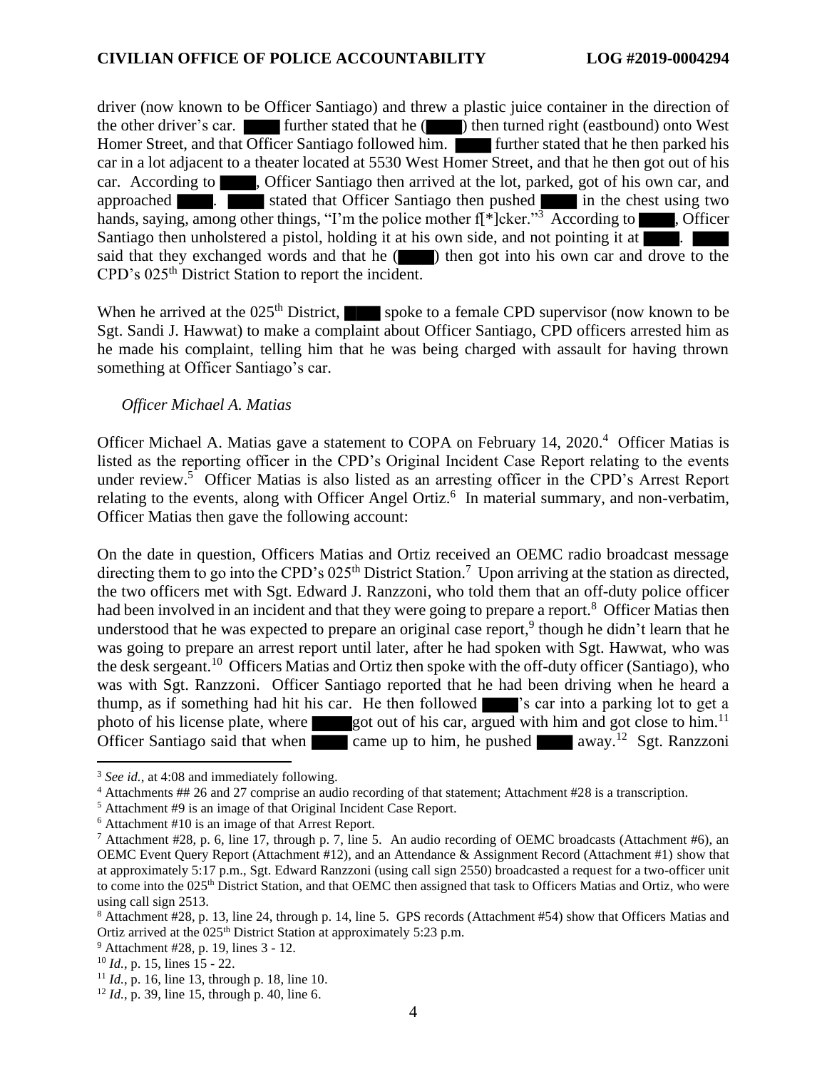driver (now known to be Officer Santiago) and threw a plastic juice container in the direction of the other driver's car. ████ further stated that he (████) then turned right (eastbound) onto West Homer Street, and that Officer Santiago followed him. ████ further stated that he then parked his car in a lot adjacent to a theater located at 5530 West Homer Street, and that he then got out of his car. According to ████, Officer Santiago then arrived at the lot, parked, got of his own car, and approached ████. ████ stated that Officer Santiago then pushed ████ in the chest using two hands, saying, among other things, "I'm the police mother f[*]cker."[3] According to ████, Officer Santiago then unholstered a pistol, holding it at his own side, and not pointing it at ████. ████ said that they exchanged words and that he (████) then got into his own car and drove to the CPD's 025th District Station to report the incident.

When he arrived at the 025th District, ████ spoke to a female CPD supervisor (now known to be Sgt. Sandi J. Hawwat) to make a complaint about Officer Santiago, CPD officers arrested him as he made his complaint, telling him that he was being charged with assault for having thrown something at Officer Santiago's car.

*Officer Michael A. Matias*

Officer Michael A. Matias gave a statement to COPA on February 14, 2020.[4] Officer Matias is listed as the reporting officer in the CPD's Original Incident Case Report relating to the events under review.[5] Officer Matias is also listed as an arresting officer in the CPD's Arrest Report relating to the events, along with Officer Angel Ortiz.[6] In material summary, and non-verbatim, Officer Matias then gave the following account:

On the date in question, Officers Matias and Ortiz received an OEMC radio broadcast message directing them to go into the CPD's 025th District Station.[7] Upon arriving at the station as directed, the two officers met with Sgt. Edward J. Ranzzoni, who told them that an off-duty police officer had been involved in an incident and that they were going to prepare a report.[8] Officer Matias then understood that he was expected to prepare an original case report,[9] though he didn't learn that he was going to prepare an arrest report until later, after he had spoken with Sgt. Hawwat, who was the desk sergeant.[10] Officers Matias and Ortiz then spoke with the off-duty officer (Santiago), who was with Sgt. Ranzzoni. Officer Santiago reported that he had been driving when he heard a thump, as if something had hit his car. He then followed ████'s car into a parking lot to get a photo of his license plate, where ████ got out of his car, argued with him and got close to him.[11] Officer Santiago said that when ████ came up to him, he pushed ████ away.[12] Sgt. Ranzzoni

---

[3] *See id.*, at 4:08 and immediately following.

[4] Attachments ## 26 and 27 comprise an audio recording of that statement; Attachment #28 is a transcription.

[5] Attachment #9 is an image of that Original Incident Case Report.

[6] Attachment #10 is an image of that Arrest Report.

[7] Attachment #28, p. 6, line 17, through p. 7, line 5. An audio recording of OEMC broadcasts (Attachment #6), an OEMC Event Query Report (Attachment #12), and an Attendance & Assignment Record (Attachment #1) show that at approximately 5:17 p.m., Sgt. Edward Ranzzoni (using call sign 2550) broadcasted a request for a two-officer unit to come into the 025th District Station, and that OEMC then assigned that task to Officers Matias and Ortiz, who were using call sign 2513.

[8] Attachment #28, p. 13, line 24, through p. 14, line 5. GPS records (Attachment #54) show that Officers Matias and Ortiz arrived at the 025th District Station at approximately 5:23 p.m.

[9] Attachment #28, p. 19, lines 3 - 12.

[10] *Id.*, p. 15, lines 15 - 22.

[11] *Id.*, p. 16, line 13, through p. 18, line 10.

[12] *Id.*, p. 39, line 15, through p. 40, line 6.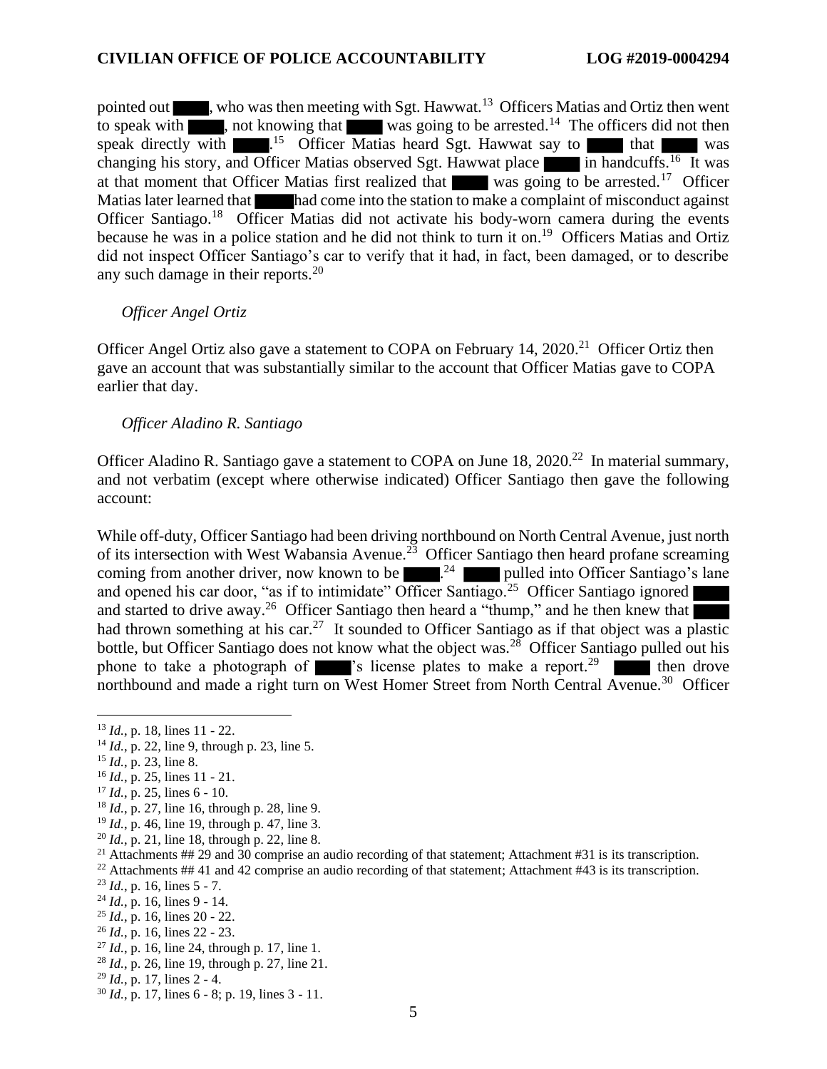pointed out ████, who was then meeting with Sgt. Hawwat.[13] Officers Matias and Ortiz then went to speak with ████, not knowing that ████ was going to be arrested.[14] The officers did not then speak directly with ████.[15] Officer Matias heard Sgt. Hawwat say to ████ that ████ was changing his story, and Officer Matias observed Sgt. Hawwat place ████ in handcuffs.[16] It was at that moment that Officer Matias first realized that ████ was going to be arrested.[17] Officer Matias later learned that ████ had come into the station to make a complaint of misconduct against Officer Santiago.[18] Officer Matias did not activate his body-worn camera during the events because he was in a police station and he did not think to turn it on.[19] Officers Matias and Ortiz did not inspect Officer Santiago's car to verify that it had, in fact, been damaged, or to describe any such damage in their reports.[20]

*Officer Angel Ortiz*

Officer Angel Ortiz also gave a statement to COPA on February 14, 2020.[21] Officer Ortiz then gave an account that was substantially similar to the account that Officer Matias gave to COPA earlier that day.

*Officer Aladino R. Santiago*

Officer Aladino R. Santiago gave a statement to COPA on June 18, 2020.[22] In material summary, and not verbatim (except where otherwise indicated) Officer Santiago then gave the following account:

While off-duty, Officer Santiago had been driving northbound on North Central Avenue, just north of its intersection with West Wabansia Avenue.[23] Officer Santiago then heard profane screaming coming from another driver, now known to be ████.[24] ████ pulled into Officer Santiago's lane and opened his car door, "as if to intimidate" Officer Santiago.[25] Officer Santiago ignored ████ and started to drive away.[26] Officer Santiago then heard a "thump," and he then knew that ████ had thrown something at his car.[27] It sounded to Officer Santiago as if that object was a plastic bottle, but Officer Santiago does not know what the object was.[28] Officer Santiago pulled out his phone to take a photograph of ████'s license plates to make a report.[29] ████ then drove northbound and made a right turn on West Homer Street from North Central Avenue.[30] Officer

---

[13] *Id.*, p. 18, lines 11 - 22.
[14] *Id.*, p. 22, line 9, through p. 23, line 5.
[15] *Id.*, p. 23, line 8.
[16] *Id.*, p. 25, lines 11 - 21.
[17] *Id.*, p. 25, lines 6 - 10.
[18] *Id.*, p. 27, line 16, through p. 28, line 9.
[19] *Id.*, p. 46, line 19, through p. 47, line 3.
[20] *Id.*, p. 21, line 18, through p. 22, line 8.
[21] Attachments ## 29 and 30 comprise an audio recording of that statement; Attachment #31 is its transcription.
[22] Attachments ## 41 and 42 comprise an audio recording of that statement; Attachment #43 is its transcription.
[23] *Id.*, p. 16, lines 5 - 7.
[24] *Id.*, p. 16, lines 9 - 14.
[25] *Id.*, p. 16, lines 20 - 22.
[26] *Id.*, p. 16, lines 22 - 23.
[27] *Id.*, p. 16, line 24, through p. 17, line 1.
[28] *Id.*, p. 26, line 19, through p. 27, line 21.
[29] *Id.*, p. 17, lines 2 - 4.
[30] *Id.*, p. 17, lines 6 - 8; p. 19, lines 3 - 11.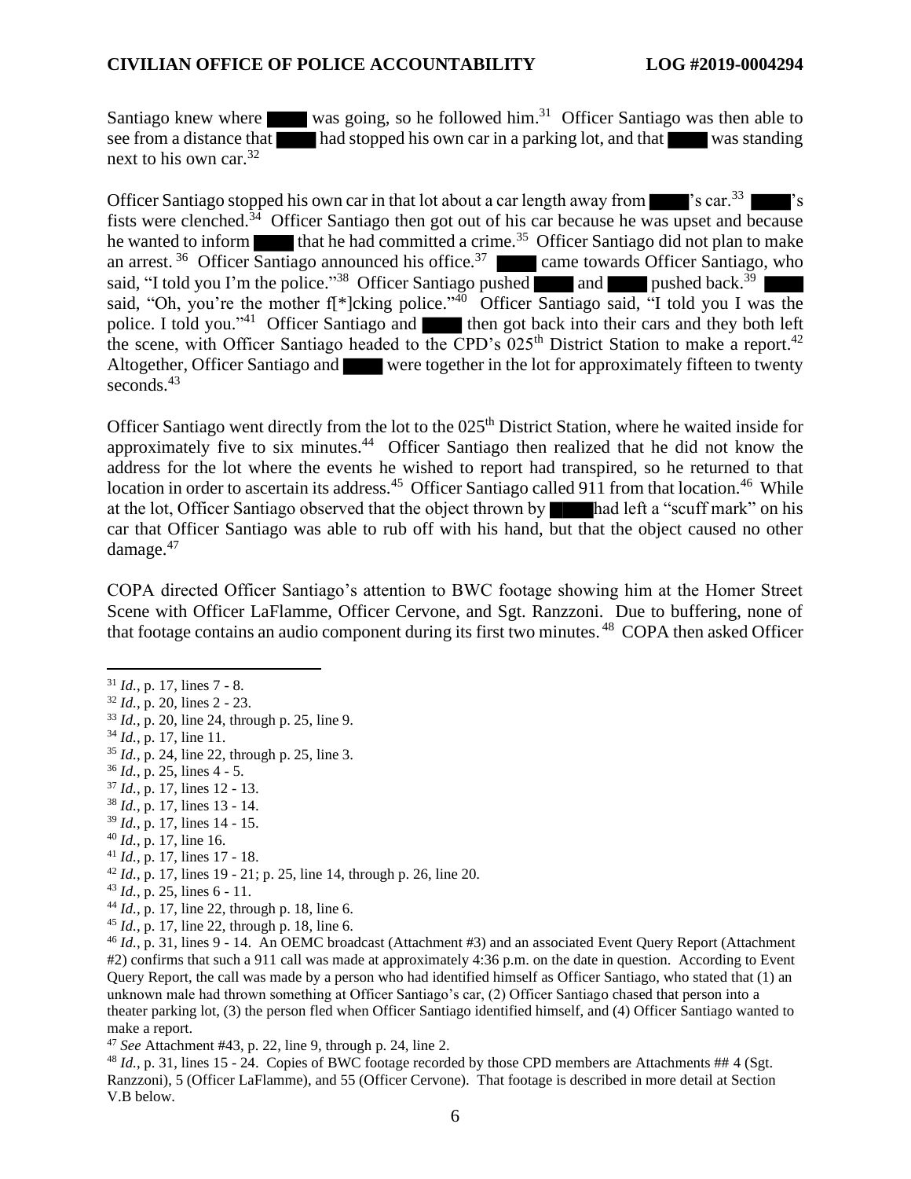Santiago knew where ████ was going, so he followed him.[31] Officer Santiago was then able to see from a distance that ████ had stopped his own car in a parking lot, and that ████ was standing next to his own car.[32]

Officer Santiago stopped his own car in that lot about a car length away from ████'s car.[33] ████'s fists were clenched.[34] Officer Santiago then got out of his car because he was upset and because he wanted to inform ████ that he had committed a crime.[35] Officer Santiago did not plan to make an arrest.[36] Officer Santiago announced his office.[37] ████ came towards Officer Santiago, who said, "I told you I'm the police."[38] Officer Santiago pushed ████ and ████ pushed back.[39] ████ said, "Oh, you're the mother f[*]cking police."[40] Officer Santiago said, "I told you I was the police. I told you."[41] Officer Santiago and ████ then got back into their cars and they both left the scene, with Officer Santiago headed to the CPD's 025th District Station to make a report.[42] Altogether, Officer Santiago and ████ were together in the lot for approximately fifteen to twenty seconds.[43]

Officer Santiago went directly from the lot to the 025th District Station, where he waited inside for approximately five to six minutes.[44] Officer Santiago then realized that he did not know the address for the lot where the events he wished to report had transpired, so he returned to that location in order to ascertain its address.[45] Officer Santiago called 911 from that location.[46] While at the lot, Officer Santiago observed that the object thrown by ████ had left a "scuff mark" on his car that Officer Santiago was able to rub off with his hand, but that the object caused no other damage.[47]

COPA directed Officer Santiago's attention to BWC footage showing him at the Homer Street Scene with Officer LaFlamme, Officer Cervone, and Sgt. Ranzzoni. Due to buffering, none of that footage contains an audio component during its first two minutes.[48] COPA then asked Officer

---

[31] *Id.*, p. 17, lines 7 - 8.

[32] *Id.*, p. 20, lines 2 - 23.

[33] *Id.*, p. 20, line 24, through p. 25, line 9.

[34] *Id.*, p. 17, line 11.

[35] *Id.*, p. 24, line 22, through p. 25, line 3.

[36] *Id.*, p. 25, lines 4 - 5.

[37] *Id.*, p. 17, lines 12 - 13.

[38] *Id.*, p. 17, lines 13 - 14.

[39] *Id.*, p. 17, lines 14 - 15.

[40] *Id.*, p. 17, line 16.

[41] *Id.*, p. 17, lines 17 - 18.

[42] *Id.*, p. 17, lines 19 - 21; p. 25, line 14, through p. 26, line 20.

[43] *Id.*, p. 25, lines 6 - 11.

[44] *Id.*, p. 17, line 22, through p. 18, line 6.

[45] *Id.*, p. 17, line 22, through p. 18, line 6.

[46] *Id.*, p. 31, lines 9 - 14. An OEMC broadcast (Attachment #3) and an associated Event Query Report (Attachment #2) confirms that such a 911 call was made at approximately 4:36 p.m. on the date in question. According to Event Query Report, the call was made by a person who had identified himself as Officer Santiago, who stated that (1) an unknown male had thrown something at Officer Santiago's car, (2) Officer Santiago chased that person into a theater parking lot, (3) the person fled when Officer Santiago identified himself, and (4) Officer Santiago wanted to make a report.

[47] *See* Attachment #43, p. 22, line 9, through p. 24, line 2.

[48] *Id.*, p. 31, lines 15 - 24. Copies of BWC footage recorded by those CPD members are Attachments ## 4 (Sgt. Ranzzoni), 5 (Officer LaFlamme), and 55 (Officer Cervone). That footage is described in more detail at Section V.B below.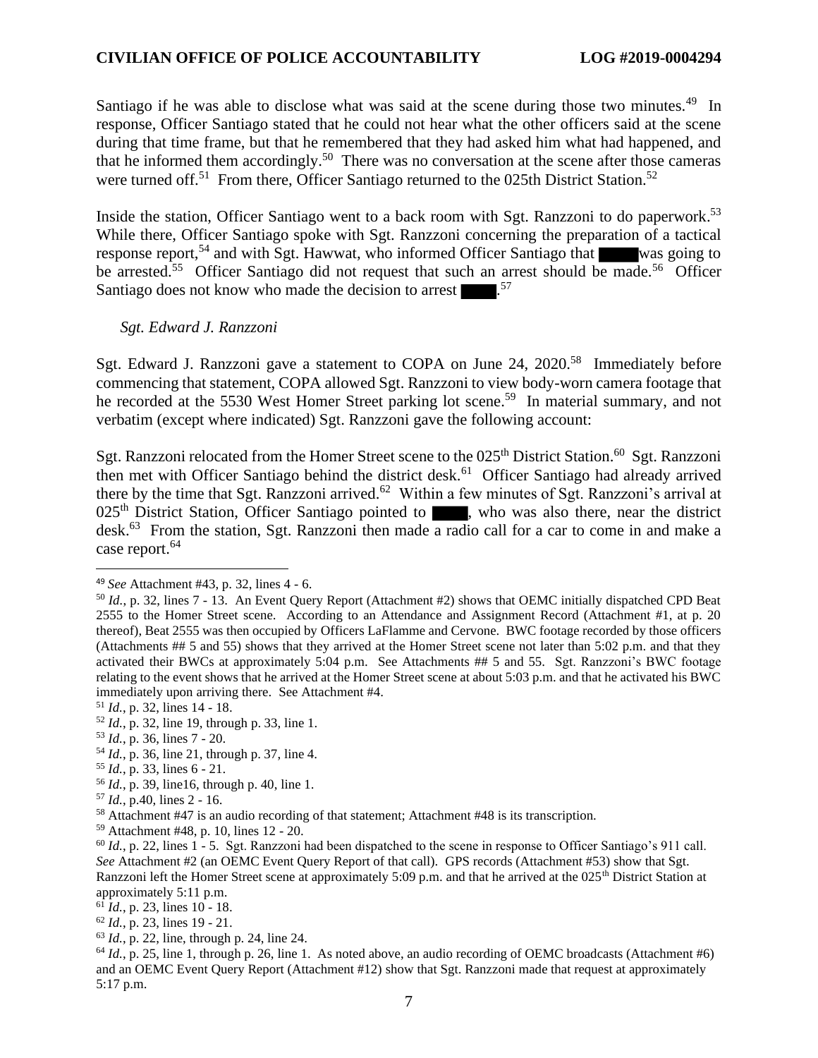Santiago if he was able to disclose what was said at the scene during those two minutes.[49] In response, Officer Santiago stated that he could not hear what the other officers said at the scene during that time frame, but that he remembered that they had asked him what had happened, and that he informed them accordingly.[50] There was no conversation at the scene after those cameras were turned off.[51] From there, Officer Santiago returned to the 025th District Station.[52]

Inside the station, Officer Santiago went to a back room with Sgt. Ranzzoni to do paperwork.[53] While there, Officer Santiago spoke with Sgt. Ranzzoni concerning the preparation of a tactical response report,[54] and with Sgt. Hawwat, who informed Officer Santiago that ████ was going to be arrested.[55] Officer Santiago did not request that such an arrest should be made.[56] Officer Santiago does not know who made the decision to arrest ████.[57]

*Sgt. Edward J. Ranzzoni*

Sgt. Edward J. Ranzzoni gave a statement to COPA on June 24, 2020.[58] Immediately before commencing that statement, COPA allowed Sgt. Ranzzoni to view body-worn camera footage that he recorded at the 5530 West Homer Street parking lot scene.[59] In material summary, and not verbatim (except where indicated) Sgt. Ranzzoni gave the following account:

Sgt. Ranzzoni relocated from the Homer Street scene to the 025th District Station.[60] Sgt. Ranzzoni then met with Officer Santiago behind the district desk.[61] Officer Santiago had already arrived there by the time that Sgt. Ranzzoni arrived.[62] Within a few minutes of Sgt. Ranzzoni's arrival at 025th District Station, Officer Santiago pointed to ████, who was also there, near the district desk.[63] From the station, Sgt. Ranzzoni then made a radio call for a car to come in and make a case report.[64]

---

[49] *See* Attachment #43, p. 32, lines 4 - 6.

[50] *Id.*, p. 32, lines 7 - 13. An Event Query Report (Attachment #2) shows that OEMC initially dispatched CPD Beat 2555 to the Homer Street scene. According to an Attendance and Assignment Record (Attachment #1, at p. 20 thereof), Beat 2555 was then occupied by Officers LaFlamme and Cervone. BWC footage recorded by those officers (Attachments ## 5 and 55) shows that they arrived at the Homer Street scene not later than 5:02 p.m. and that they activated their BWCs at approximately 5:04 p.m. See Attachments ## 5 and 55. Sgt. Ranzzoni's BWC footage relating to the event shows that he arrived at the Homer Street scene at about 5:03 p.m. and that he activated his BWC immediately upon arriving there. See Attachment #4.

[51] *Id.*, p. 32, lines 14 - 18.

[52] *Id.*, p. 32, line 19, through p. 33, line 1.

[53] *Id.*, p. 36, lines 7 - 20.

[54] *Id.*, p. 36, line 21, through p. 37, line 4.

[55] *Id.*, p. 33, lines 6 - 21.

[56] *Id.*, p. 39, line16, through p. 40, line 1.

[57] *Id.*, p.40, lines 2 - 16.

[58] Attachment #47 is an audio recording of that statement; Attachment #48 is its transcription.

[59] Attachment #48, p. 10, lines 12 - 20.

[60] *Id.*, p. 22, lines 1 - 5. Sgt. Ranzzoni had been dispatched to the scene in response to Officer Santiago's 911 call. *See* Attachment #2 (an OEMC Event Query Report of that call). GPS records (Attachment #53) show that Sgt. Ranzzoni left the Homer Street scene at approximately 5:09 p.m. and that he arrived at the 025th District Station at approximately 5:11 p.m.

[61] *Id.*, p. 23, lines 10 - 18.

[62] *Id.*, p. 23, lines 19 - 21.

[63] *Id.*, p. 22, line, through p. 24, line 24.

[64] *Id.*, p. 25, line 1, through p. 26, line 1. As noted above, an audio recording of OEMC broadcasts (Attachment #6) and an OEMC Event Query Report (Attachment #12) show that Sgt. Ranzzoni made that request at approximately 5:17 p.m.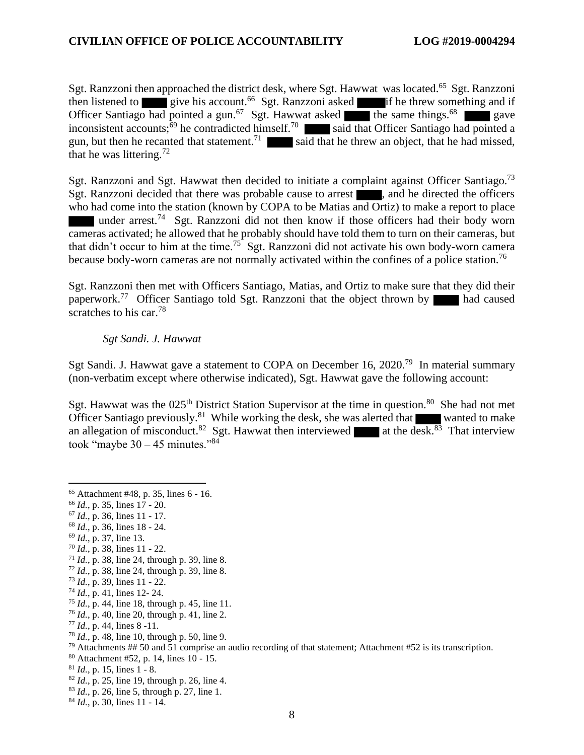Sgt. Ranzzoni then approached the district desk, where Sgt. Hawwat was located.[65] Sgt. Ranzzoni then listened to ████ give his account.[66] Sgt. Ranzzoni asked ████ if he threw something and if Officer Santiago had pointed a gun.[67] Sgt. Hawwat asked ████ the same things.[68] ████ gave inconsistent accounts;[69] he contradicted himself.[70] ████ said that Officer Santiago had pointed a gun, but then he recanted that statement.[71] ████ said that he threw an object, that he had missed, that he was littering.[72]

Sgt. Ranzzoni and Sgt. Hawwat then decided to initiate a complaint against Officer Santiago.[73] Sgt. Ranzzoni decided that there was probable cause to arrest ████, and he directed the officers who had come into the station (known by COPA to be Matias and Ortiz) to make a report to place ████ under arrest.[74] Sgt. Ranzzoni did not then know if those officers had their body worn cameras activated; he allowed that he probably should have told them to turn on their cameras, but that didn't occur to him at the time.[75] Sgt. Ranzzoni did not activate his own body-worn camera because body-worn cameras are not normally activated within the confines of a police station.[76]

Sgt. Ranzzoni then met with Officers Santiago, Matias, and Ortiz to make sure that they did their paperwork.[77] Officer Santiago told Sgt. Ranzzoni that the object thrown by ████ had caused scratches to his car.[78]

*Sgt Sandi. J. Hawwat*

Sgt Sandi. J. Hawwat gave a statement to COPA on December 16, 2020.[79] In material summary (non-verbatim except where otherwise indicated), Sgt. Hawwat gave the following account:

Sgt. Hawwat was the 025th District Station Supervisor at the time in question.[80] She had not met Officer Santiago previously.[81] While working the desk, she was alerted that ████ wanted to make an allegation of misconduct.[82] Sgt. Hawwat then interviewed ████ at the desk.[83] That interview took "maybe 30 – 45 minutes."[84]

---

[65] Attachment #48, p. 35, lines 6 - 16.
[66] *Id.*, p. 35, lines 17 - 20.
[67] *Id.*, p. 36, lines 11 - 17.
[68] *Id.*, p. 36, lines 18 - 24.
[69] *Id.*, p. 37, line 13.
[70] *Id.*, p. 38, lines 11 - 22.
[71] *Id.*, p. 38, line 24, through p. 39, line 8.
[72] *Id.*, p. 38, line 24, through p. 39, line 8.
[73] *Id.*, p. 39, lines 11 - 22.
[74] *Id.*, p. 41, lines 12- 24.
[75] *Id.*, p. 44, line 18, through p. 45, line 11.
[76] *Id.*, p. 40, line 20, through p. 41, line 2.
[77] *Id.*, p. 44, lines 8 -11.
[78] *Id.*, p. 48, line 10, through p. 50, line 9.
[79] Attachments ## 50 and 51 comprise an audio recording of that statement; Attachment #52 is its transcription.
[80] Attachment #52, p. 14, lines 10 - 15.
[81] *Id.*, p. 15, lines 1 - 8.
[82] *Id.*, p. 25, line 19, through p. 26, line 4.
[83] *Id.*, p. 26, line 5, through p. 27, line 1.
[84] *Id.*, p. 30, lines 11 - 14.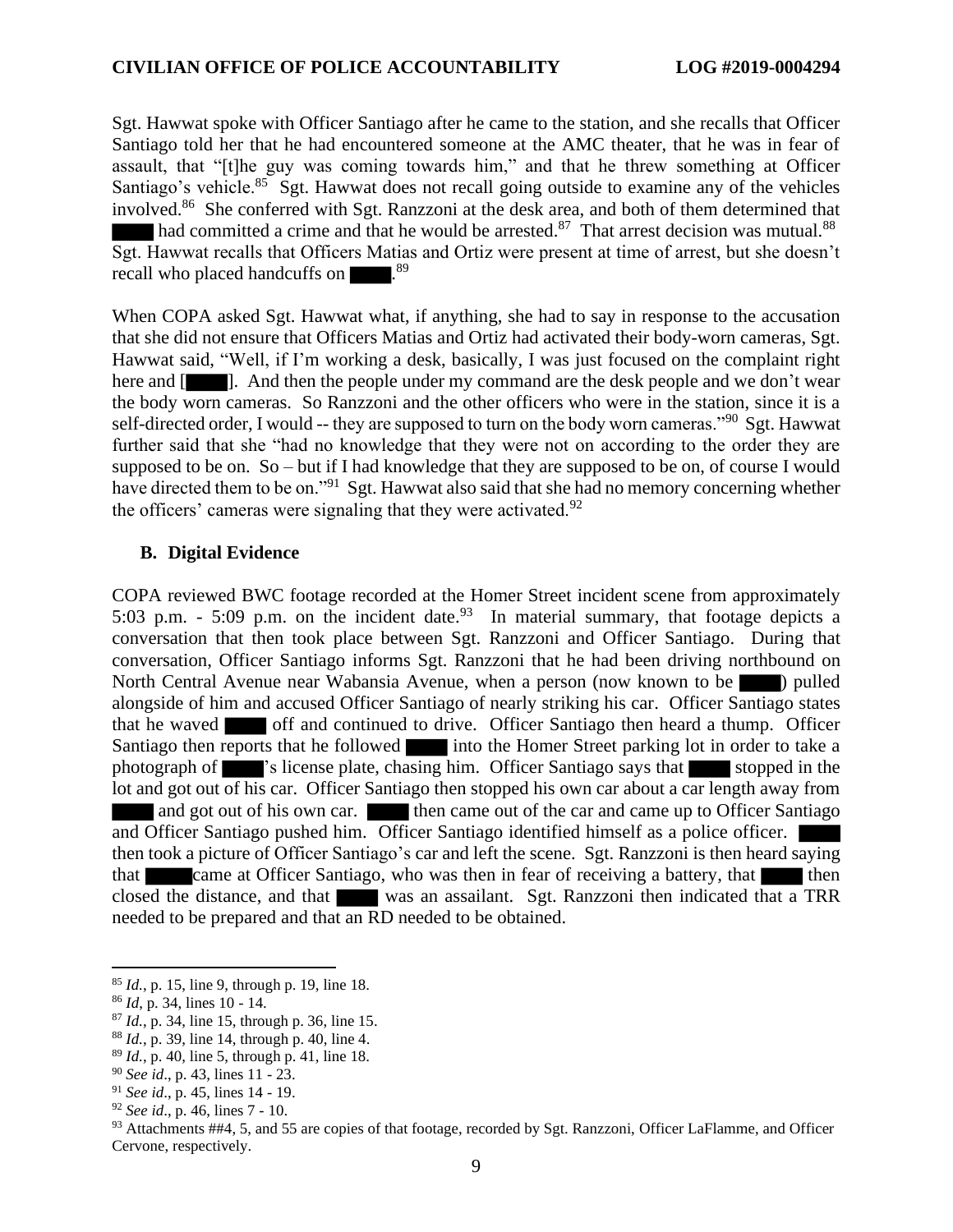Sgt. Hawwat spoke with Officer Santiago after he came to the station, and she recalls that Officer Santiago told her that he had encountered someone at the AMC theater, that he was in fear of assault, that "[t]he guy was coming towards him," and that he threw something at Officer Santiago's vehicle.[85] Sgt. Hawwat does not recall going outside to examine any of the vehicles involved.[86] She conferred with Sgt. Ranzzoni at the desk area, and both of them determined that ████ had committed a crime and that he would be arrested.[87] That arrest decision was mutual.[88] Sgt. Hawwat recalls that Officers Matias and Ortiz were present at time of arrest, but she doesn't recall who placed handcuffs on ████.[89]

When COPA asked Sgt. Hawwat what, if anything, she had to say in response to the accusation that she did not ensure that Officers Matias and Ortiz had activated their body-worn cameras, Sgt. Hawwat said, "Well, if I'm working a desk, basically, I was just focused on the complaint right here and [████]. And then the people under my command are the desk people and we don't wear the body worn cameras. So Ranzzoni and the other officers who were in the station, since it is a self-directed order, I would -- they are supposed to turn on the body worn cameras."[90] Sgt. Hawwat further said that she "had no knowledge that they were not on according to the order they are supposed to be on. So – but if I had knowledge that they are supposed to be on, of course I would have directed them to be on."[91] Sgt. Hawwat also said that she had no memory concerning whether the officers' cameras were signaling that they were activated.[92]

## B. Digital Evidence

COPA reviewed BWC footage recorded at the Homer Street incident scene from approximately 5:03 p.m. - 5:09 p.m. on the incident date.[93] In material summary, that footage depicts a conversation that then took place between Sgt. Ranzzoni and Officer Santiago. During that conversation, Officer Santiago informs Sgt. Ranzzoni that he had been driving northbound on North Central Avenue near Wabansia Avenue, when a person (now known to be ████) pulled alongside of him and accused Officer Santiago of nearly striking his car. Officer Santiago states that he waved ████ off and continued to drive. Officer Santiago then heard a thump. Officer Santiago then reports that he followed ████ into the Homer Street parking lot in order to take a photograph of ████'s license plate, chasing him. Officer Santiago says that ████ stopped in the lot and got out of his car. Officer Santiago then stopped his own car about a car length away from ████ and got out of his own car. ████ then came out of the car and came up to Officer Santiago and Officer Santiago pushed him. Officer Santiago identified himself as a police officer. ████ then took a picture of Officer Santiago's car and left the scene. Sgt. Ranzzoni is then heard saying that ████ came at Officer Santiago, who was then in fear of receiving a battery, that ████ then closed the distance, and that ████ was an assailant. Sgt. Ranzzoni then indicated that a TRR needed to be prepared and that an RD needed to be obtained.

---

[85] *Id.*, p. 15, line 9, through p. 19, line 18.

[86] *Id*, p. 34, lines 10 - 14.

[87] *Id.*, p. 34, line 15, through p. 36, line 15.

[88] *Id.*, p. 39, line 14, through p. 40, line 4.

[89] *Id.*, p. 40, line 5, through p. 41, line 18.

[90] *See id*., p. 43, lines 11 - 23.

[91] *See id*., p. 45, lines 14 - 19.

[92] *See id*., p. 46, lines 7 - 10.

[93] Attachments ##4, 5, and 55 are copies of that footage, recorded by Sgt. Ranzzoni, Officer LaFlamme, and Officer Cervone, respectively.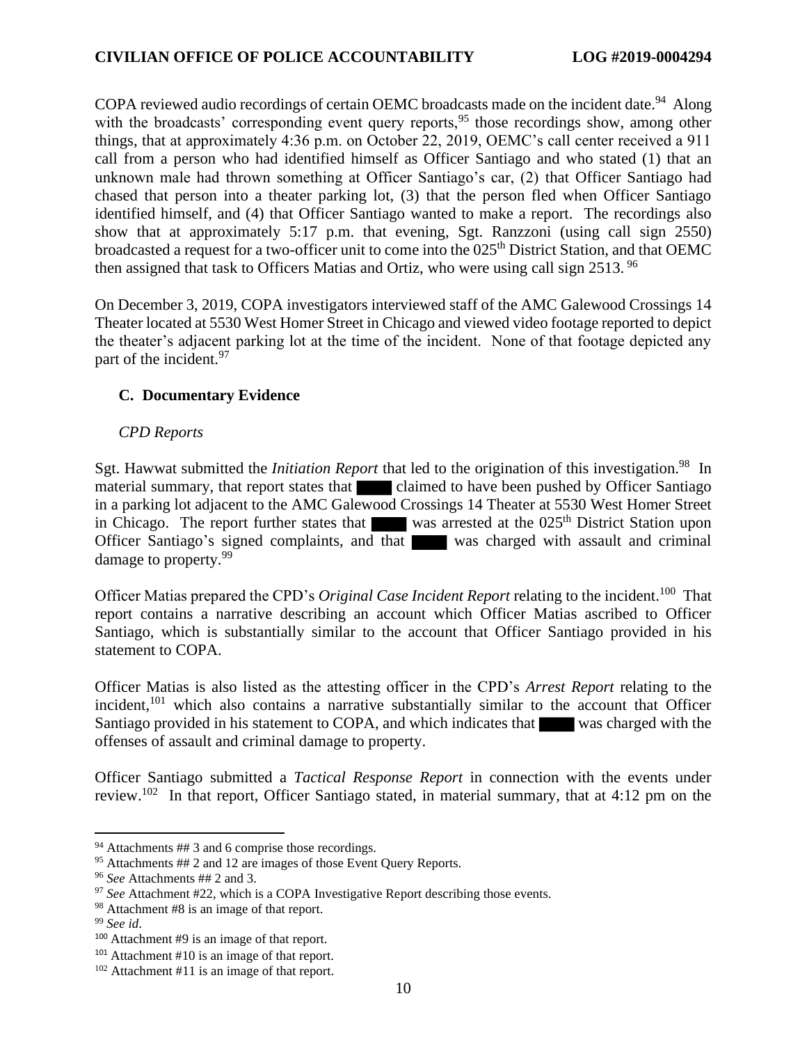COPA reviewed audio recordings of certain OEMC broadcasts made on the incident date.[94] Along with the broadcasts' corresponding event query reports,[95] those recordings show, among other things, that at approximately 4:36 p.m. on October 22, 2019, OEMC's call center received a 911 call from a person who had identified himself as Officer Santiago and who stated (1) that an unknown male had thrown something at Officer Santiago's car, (2) that Officer Santiago had chased that person into a theater parking lot, (3) that the person fled when Officer Santiago identified himself, and (4) that Officer Santiago wanted to make a report. The recordings also show that at approximately 5:17 p.m. that evening, Sgt. Ranzzoni (using call sign 2550) broadcasted a request for a two-officer unit to come into the 025th District Station, and that OEMC then assigned that task to Officers Matias and Ortiz, who were using call sign 2513.[96]

On December 3, 2019, COPA investigators interviewed staff of the AMC Galewood Crossings 14 Theater located at 5530 West Homer Street in Chicago and viewed video footage reported to depict the theater's adjacent parking lot at the time of the incident. None of that footage depicted any part of the incident.[97]

### C. Documentary Evidence

*CPD Reports*

Sgt. Hawwat submitted the *Initiation Report* that led to the origination of this investigation.[98] In material summary, that report states that ████ claimed to have been pushed by Officer Santiago in a parking lot adjacent to the AMC Galewood Crossings 14 Theater at 5530 West Homer Street in Chicago. The report further states that ████ was arrested at the 025th District Station upon Officer Santiago's signed complaints, and that ████ was charged with assault and criminal damage to property.[99]

Officer Matias prepared the CPD's *Original Case Incident Report* relating to the incident.[100] That report contains a narrative describing an account which Officer Matias ascribed to Officer Santiago, which is substantially similar to the account that Officer Santiago provided in his statement to COPA.

Officer Matias is also listed as the attesting officer in the CPD's *Arrest Report* relating to the incident,[101] which also contains a narrative substantially similar to the account that Officer Santiago provided in his statement to COPA, and which indicates that ████ was charged with the offenses of assault and criminal damage to property.

Officer Santiago submitted a *Tactical Response Report* in connection with the events under review.[102] In that report, Officer Santiago stated, in material summary, that at 4:12 pm on the

---

[94] Attachments ## 3 and 6 comprise those recordings.

[95] Attachments ## 2 and 12 are images of those Event Query Reports.

[96] *See* Attachments ## 2 and 3.

[97] *See* Attachment #22, which is a COPA Investigative Report describing those events.

[98] Attachment #8 is an image of that report.

[99] *See id*.

[100] Attachment #9 is an image of that report.

[101] Attachment #10 is an image of that report.

[102] Attachment #11 is an image of that report.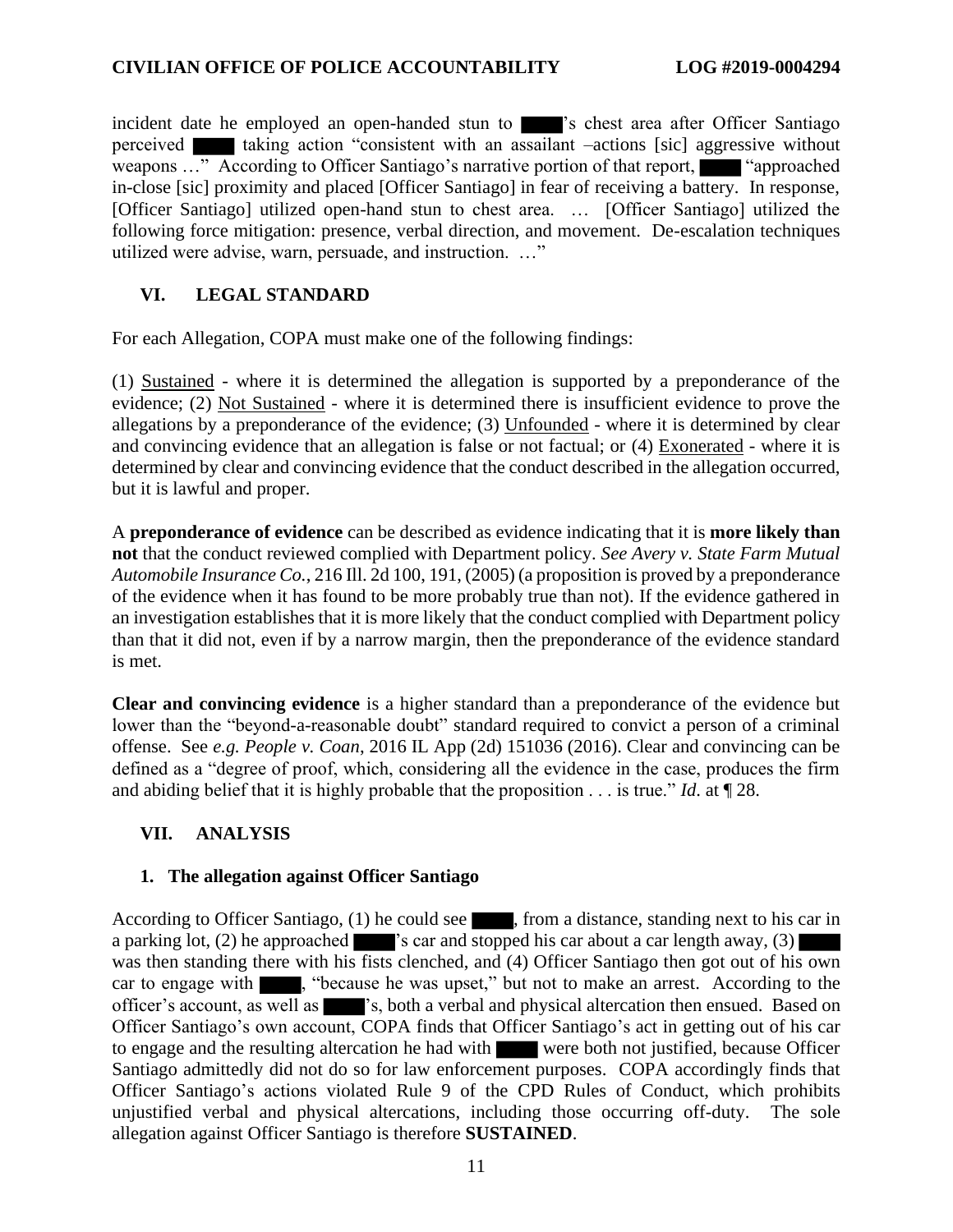incident date he employed an open-handed stun to ████'s chest area after Officer Santiago perceived ████ taking action "consistent with an assailant –actions [sic] aggressive without weapons …" According to Officer Santiago's narrative portion of that report, ████ "approached in-close [sic] proximity and placed [Officer Santiago] in fear of receiving a battery. In response, [Officer Santiago] utilized open-hand stun to chest area. … [Officer Santiago] utilized the following force mitigation: presence, verbal direction, and movement. De-escalation techniques utilized were advise, warn, persuade, and instruction. …"

## VI. LEGAL STANDARD

For each Allegation, COPA must make one of the following findings:

(1) Sustained - where it is determined the allegation is supported by a preponderance of the evidence; (2) Not Sustained - where it is determined there is insufficient evidence to prove the allegations by a preponderance of the evidence; (3) Unfounded - where it is determined by clear and convincing evidence that an allegation is false or not factual; or (4) Exonerated - where it is determined by clear and convincing evidence that the conduct described in the allegation occurred, but it is lawful and proper.

A **preponderance of evidence** can be described as evidence indicating that it is **more likely than not** that the conduct reviewed complied with Department policy. *See Avery v. State Farm Mutual Automobile Insurance Co.*, 216 Ill. 2d 100, 191, (2005) (a proposition is proved by a preponderance of the evidence when it has found to be more probably true than not). If the evidence gathered in an investigation establishes that it is more likely that the conduct complied with Department policy than that it did not, even if by a narrow margin, then the preponderance of the evidence standard is met.

**Clear and convincing evidence** is a higher standard than a preponderance of the evidence but lower than the "beyond-a-reasonable doubt" standard required to convict a person of a criminal offense. See *e.g. People v. Coan*, 2016 IL App (2d) 151036 (2016). Clear and convincing can be defined as a "degree of proof, which, considering all the evidence in the case, produces the firm and abiding belief that it is highly probable that the proposition . . . is true." *Id*. at ¶ 28.

## VII. ANALYSIS

### 1. The allegation against Officer Santiago

According to Officer Santiago, (1) he could see ████, from a distance, standing next to his car in a parking lot, (2) he approached ████'s car and stopped his car about a car length away, (3) ████ was then standing there with his fists clenched, and (4) Officer Santiago then got out of his own car to engage with ████, "because he was upset," but not to make an arrest. According to the officer's account, as well as ████'s, both a verbal and physical altercation then ensued. Based on Officer Santiago's own account, COPA finds that Officer Santiago's act in getting out of his car to engage and the resulting altercation he had with ████ were both not justified, because Officer Santiago admittedly did not do so for law enforcement purposes. COPA accordingly finds that Officer Santiago's actions violated Rule 9 of the CPD Rules of Conduct, which prohibits unjustified verbal and physical altercations, including those occurring off-duty. The sole allegation against Officer Santiago is therefore **SUSTAINED**.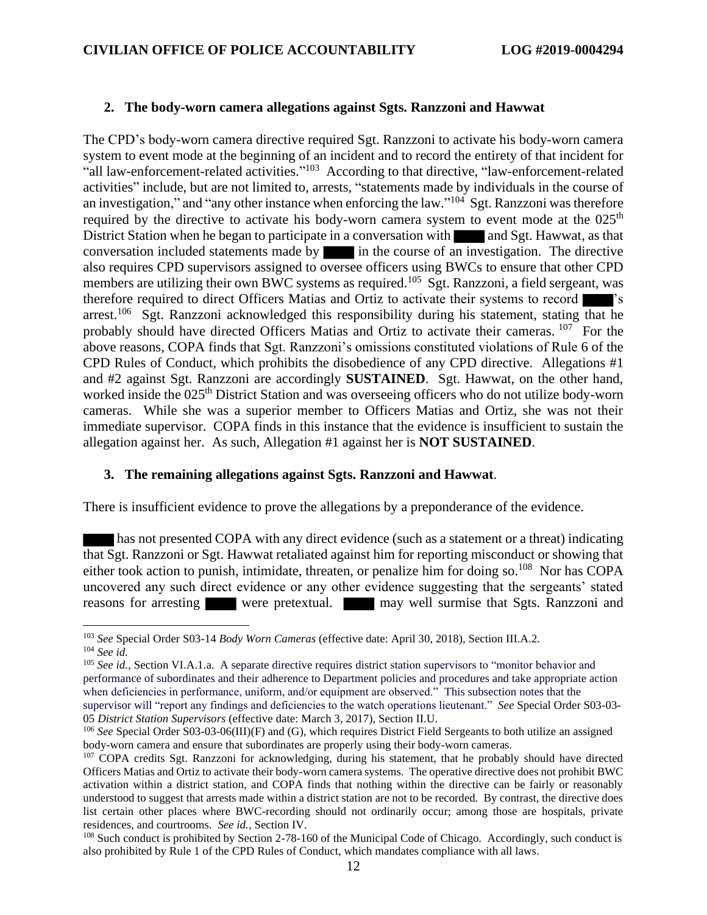**2. The body-worn camera allegations against Sgts. Ranzzoni and Hawwat**

The CPD's body-worn camera directive required Sgt. Ranzzoni to activate his body-worn camera system to event mode at the beginning of an incident and to record the entirety of that incident for "all law-enforcement-related activities."[103] According to that directive, "law-enforcement-related activities" include, but are not limited to, arrests, "statements made by individuals in the course of an investigation," and "any other instance when enforcing the law."[104] Sgt. Ranzzoni was therefore required by the directive to activate his body-worn camera system to event mode at the 025th District Station when he began to participate in a conversation with ████ and Sgt. Hawwat, as that conversation included statements made by ████ in the course of an investigation. The directive also requires CPD supervisors assigned to oversee officers using BWCs to ensure that other CPD members are utilizing their own BWC systems as required.[105] Sgt. Ranzzoni, a field sergeant, was therefore required to direct Officers Matias and Ortiz to activate their systems to record ████'s arrest.[106] Sgt. Ranzzoni acknowledged this responsibility during his statement, stating that he probably should have directed Officers Matias and Ortiz to activate their cameras.[107] For the above reasons, COPA finds that Sgt. Ranzzoni's omissions constituted violations of Rule 6 of the CPD Rules of Conduct, which prohibits the disobedience of any CPD directive. Allegations #1 and #2 against Sgt. Ranzzoni are accordingly **SUSTAINED**. Sgt. Hawwat, on the other hand, worked inside the 025th District Station and was overseeing officers who do not utilize body-worn cameras. While she was a superior member to Officers Matias and Ortiz, she was not their immediate supervisor. COPA finds in this instance that the evidence is insufficient to sustain the allegation against her. As such, Allegation #1 against her is **NOT SUSTAINED**.

**3. The remaining allegations against Sgts. Ranzzoni and Hawwat**.

There is insufficient evidence to prove the allegations by a preponderance of the evidence.

████ has not presented COPA with any direct evidence (such as a statement or a threat) indicating that Sgt. Ranzzoni or Sgt. Hawwat retaliated against him for reporting misconduct or showing that either took action to punish, intimidate, threaten, or penalize him for doing so.[108] Nor has COPA uncovered any such direct evidence or any other evidence suggesting that the sergeants' stated reasons for arresting ████ were pretextual. ████ may well surmise that Sgts. Ranzzoni and

---

[103] *See* Special Order S03-14 *Body Worn Cameras* (effective date: April 30, 2018), Section III.A.2.

[104] *See id.*

[105] *See id.*, Section VI.A.1.a. A separate directive requires district station supervisors to "monitor behavior and performance of subordinates and their adherence to Department policies and procedures and take appropriate action when deficiencies in performance, uniform, and/or equipment are observed." This subsection notes that the supervisor will "report any findings and deficiencies to the watch operations lieutenant." *See* Special Order S03-03-05 *District Station Supervisors* (effective date: March 3, 2017), Section II.U.

[106] *See* Special Order S03-03-06(III)(F) and (G), which requires District Field Sergeants to both utilize an assigned body-worn camera and ensure that subordinates are properly using their body-worn cameras.

[107] COPA credits Sgt. Ranzzoni for acknowledging, during his statement, that he probably should have directed Officers Matias and Ortiz to activate their body-worn camera systems. The operative directive does not prohibit BWC activation within a district station, and COPA finds that nothing within the directive can be fairly or reasonably understood to suggest that arrests made within a district station are not to be recorded. By contrast, the directive does list certain other places where BWC-recording should not ordinarily occur; among those are hospitals, private residences, and courtrooms. *See id.*, Section IV.

[108] Such conduct is prohibited by Section 2-78-160 of the Municipal Code of Chicago. Accordingly, such conduct is also prohibited by Rule 1 of the CPD Rules of Conduct, which mandates compliance with all laws.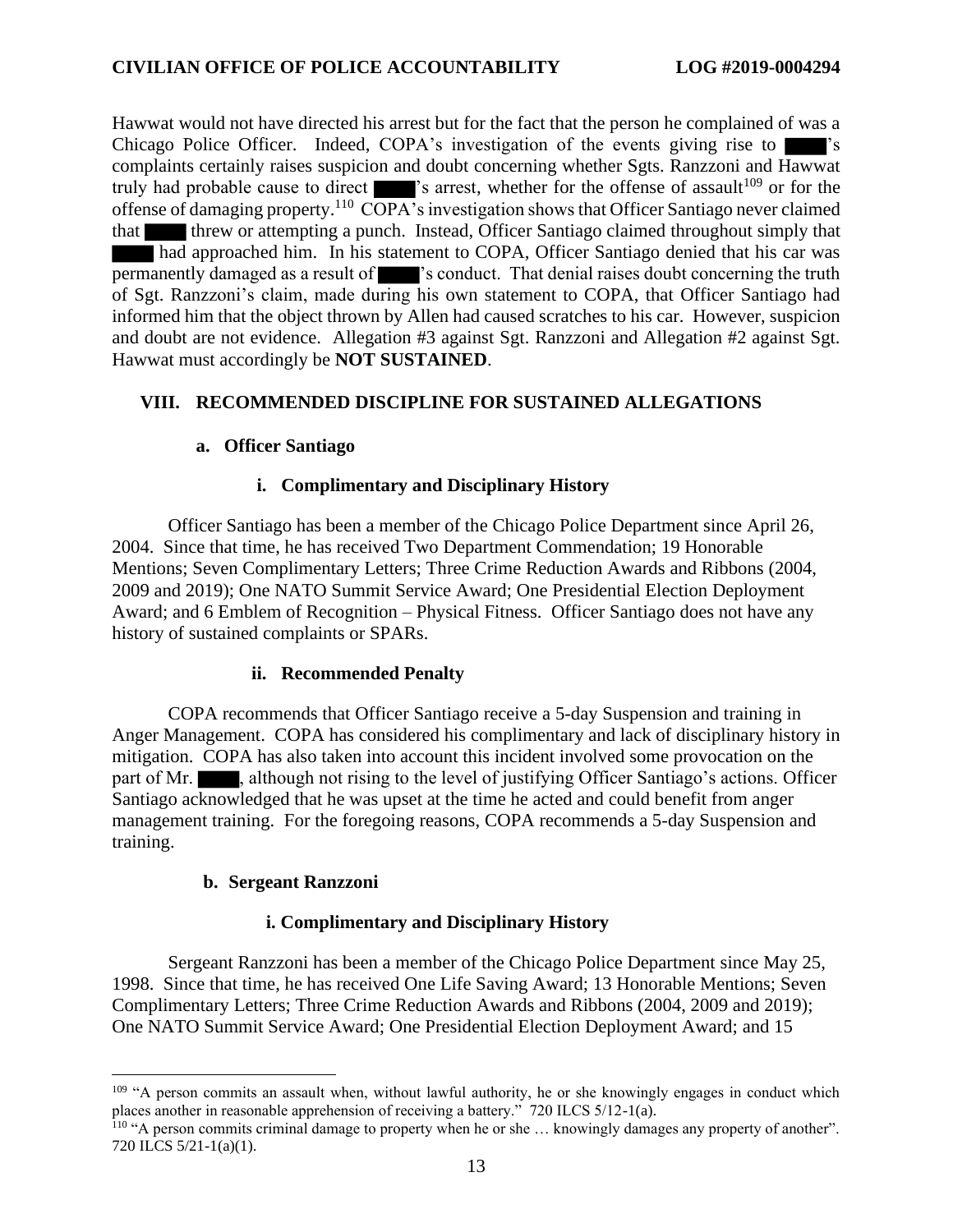Hawwat would not have directed his arrest but for the fact that the person he complained of was a Chicago Police Officer. Indeed, COPA's investigation of the events giving rise to ████'s complaints certainly raises suspicion and doubt concerning whether Sgts. Ranzzoni and Hawwat truly had probable cause to direct ████'s arrest, whether for the offense of assault[109] or for the offense of damaging property.[110] COPA's investigation shows that Officer Santiago never claimed that ████ threw or attempting a punch. Instead, Officer Santiago claimed throughout simply that ████ had approached him. In his statement to COPA, Officer Santiago denied that his car was permanently damaged as a result of ████'s conduct. That denial raises doubt concerning the truth of Sgt. Ranzzoni's claim, made during his own statement to COPA, that Officer Santiago had informed him that the object thrown by Allen had caused scratches to his car. However, suspicion and doubt are not evidence. Allegation #3 against Sgt. Ranzzoni and Allegation #2 against Sgt. Hawwat must accordingly be **NOT SUSTAINED**.

## VIII. RECOMMENDED DISCIPLINE FOR SUSTAINED ALLEGATIONS

### a. Officer Santiago

#### i. Complimentary and Disciplinary History

Officer Santiago has been a member of the Chicago Police Department since April 26, 2004. Since that time, he has received Two Department Commendation; 19 Honorable Mentions; Seven Complimentary Letters; Three Crime Reduction Awards and Ribbons (2004, 2009 and 2019); One NATO Summit Service Award; One Presidential Election Deployment Award; and 6 Emblem of Recognition – Physical Fitness. Officer Santiago does not have any history of sustained complaints or SPARs.

#### ii. Recommended Penalty

COPA recommends that Officer Santiago receive a 5-day Suspension and training in Anger Management. COPA has considered his complimentary and lack of disciplinary history in mitigation. COPA has also taken into account this incident involved some provocation on the part of Mr. ████, although not rising to the level of justifying Officer Santiago's actions. Officer Santiago acknowledged that he was upset at the time he acted and could benefit from anger management training. For the foregoing reasons, COPA recommends a 5-day Suspension and training.

### b. Sergeant Ranzzoni

#### i. Complimentary and Disciplinary History

Sergeant Ranzzoni has been a member of the Chicago Police Department since May 25, 1998. Since that time, he has received One Life Saving Award; 13 Honorable Mentions; Seven Complimentary Letters; Three Crime Reduction Awards and Ribbons (2004, 2009 and 2019); One NATO Summit Service Award; One Presidential Election Deployment Award; and 15

---

[109] "A person commits an assault when, without lawful authority, he or she knowingly engages in conduct which places another in reasonable apprehension of receiving a battery." 720 ILCS 5/12-1(a).

[110] "A person commits criminal damage to property when he or she … knowingly damages any property of another". 720 ILCS 5/21-1(a)(1).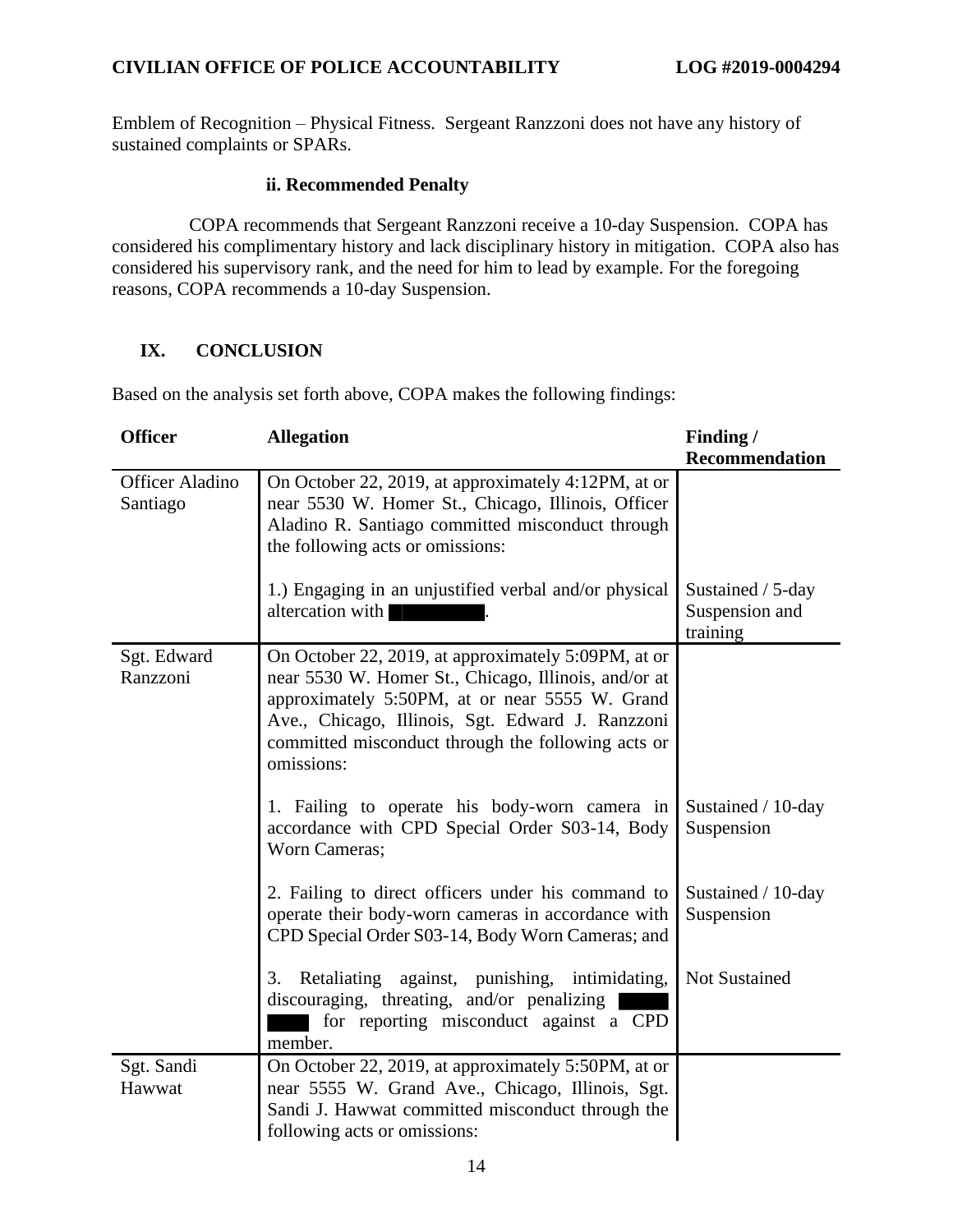Emblem of Recognition – Physical Fitness. Sergeant Ranzzoni does not have any history of sustained complaints or SPARs.

### ii. Recommended Penalty

COPA recommends that Sergeant Ranzzoni receive a 10-day Suspension. COPA has considered his complimentary history and lack disciplinary history in mitigation. COPA also has considered his supervisory rank, and the need for him to lead by example. For the foregoing reasons, COPA recommends a 10-day Suspension.

## IX. CONCLUSION

Based on the analysis set forth above, COPA makes the following findings:

| Officer | Allegation | Finding / Recommendation |
|---|---|---|
| Officer Aladino Santiago | On October 22, 2019, at approximately 4:12PM, at or near 5530 W. Homer St., Chicago, Illinois, Officer Aladino R. Santiago committed misconduct through the following acts or omissions: | |
| | 1.) Engaging in an unjustified verbal and/or physical altercation with ██████. | Sustained / 5-day Suspension and training |
| Sgt. Edward Ranzzoni | On October 22, 2019, at approximately 5:09PM, at or near 5530 W. Homer St., Chicago, Illinois, and/or at approximately 5:50PM, at or near 5555 W. Grand Ave., Chicago, Illinois, Sgt. Edward J. Ranzzoni committed misconduct through the following acts or omissions: | |
| | 1. Failing to operate his body-worn camera in accordance with CPD Special Order S03-14, Body Worn Cameras; | Sustained / 10-day Suspension |
| | 2. Failing to direct officers under his command to operate their body-worn cameras in accordance with CPD Special Order S03-14, Body Worn Cameras; and | Sustained / 10-day Suspension |
| | 3. Retaliating against, punishing, intimidating, discouraging, threating, and/or penalizing ██████ for reporting misconduct against a CPD member. | Not Sustained |
| Sgt. Sandi Hawwat | On October 22, 2019, at approximately 5:50PM, at or near 5555 W. Grand Ave., Chicago, Illinois, Sgt. Sandi J. Hawwat committed misconduct through the following acts or omissions: | |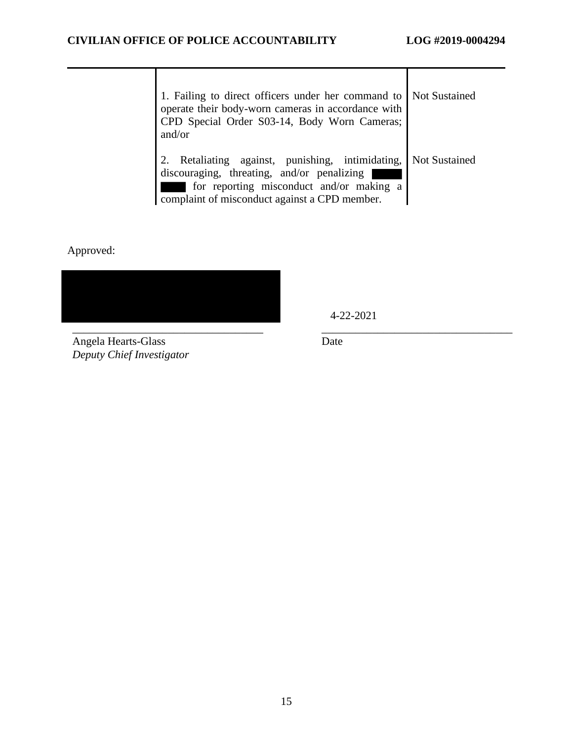| | | |
|---|---|---|
| | 1. Failing to direct officers under her command to operate their body-worn cameras in accordance with CPD Special Order S03-14, Body Worn Cameras; and/or | Not Sustained |
| | 2. Retaliating against, punishing, intimidating, discouraging, threating, and/or penalizing ████ ████ for reporting misconduct and/or making a complaint of misconduct against a CPD member. | Not Sustained |

Approved:

████████████████

4-22-2021

_______________________________ _______________________________

Angela Hearts-Glass
*Deputy Chief Investigator*

Date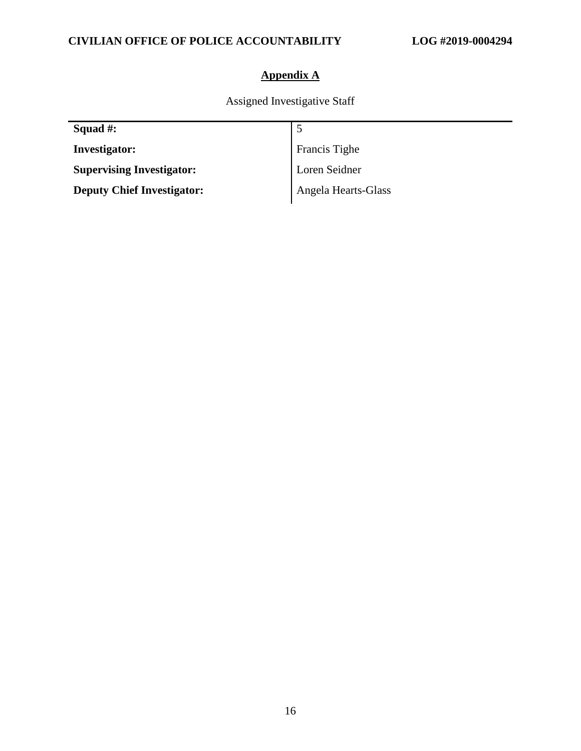## Appendix A

Assigned Investigative Staff

| | |
|---|---|
| **Squad #:** | 5 |
| **Investigator:** | Francis Tighe |
| **Supervising Investigator:** | Loren Seidner |
| **Deputy Chief Investigator:** | Angela Hearts-Glass |